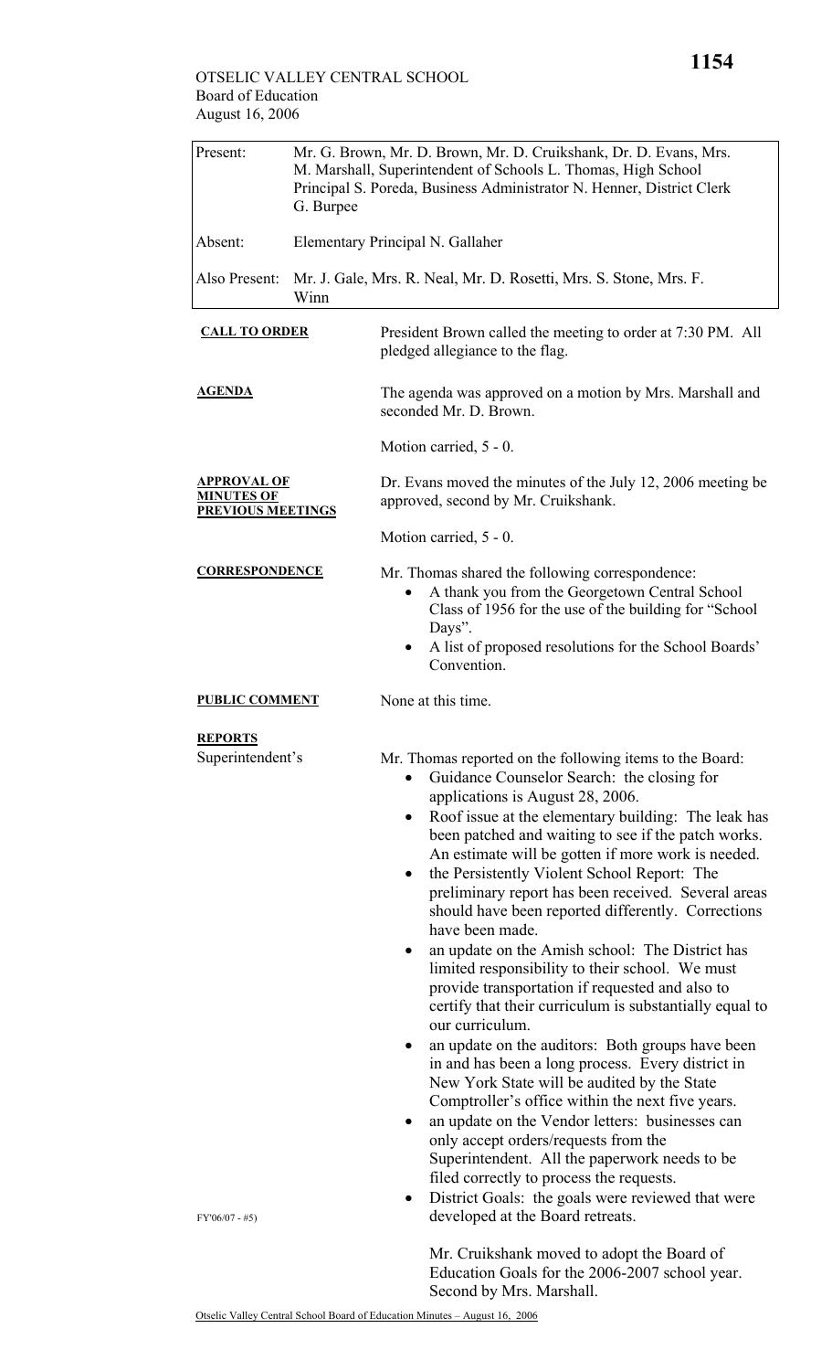OTSELIC VALLEY CENTRAL SCHOOL
Board of Education
August 16, 2006

| | |
|---|---|
| Present: | Mr. G. Brown, Mr. D. Brown, Mr. D. Cruikshank, Dr. D. Evans, Mrs. M. Marshall, Superintendent of Schools L. Thomas, High School Principal S. Poreda, Business Administrator N. Henner, District Clerk G. Burpee |
| Absent: | Elementary Principal N. Gallaher |
| Also Present: | Mr. J. Gale, Mrs. R. Neal, Mr. D. Rosetti, Mrs. S. Stone, Mrs. F. Winn |

**CALL TO ORDER**

President Brown called the meeting to order at 7:30 PM. All pledged allegiance to the flag.

**AGENDA**

The agenda was approved on a motion by Mrs. Marshall and seconded Mr. D. Brown.

Motion carried, 5 - 0.

**APPROVAL OF MINUTES OF PREVIOUS MEETINGS**

Dr. Evans moved the minutes of the July 12, 2006 meeting be approved, second by Mr. Cruikshank.

Motion carried, 5 - 0.

**CORRESPONDENCE**

Mr. Thomas shared the following correspondence:

- A thank you from the Georgetown Central School Class of 1956 for the use of the building for "School Days".
- A list of proposed resolutions for the School Boards' Convention.

**PUBLIC COMMENT**

None at this time.

**REPORTS**

Superintendent's

Mr. Thomas reported on the following items to the Board:

- Guidance Counselor Search: the closing for applications is August 28, 2006.
- Roof issue at the elementary building: The leak has been patched and waiting to see if the patch works. An estimate will be gotten if more work is needed.
- the Persistently Violent School Report: The preliminary report has been received. Several areas should have been reported differently. Corrections have been made.
- an update on the Amish school: The District has limited responsibility to their school. We must provide transportation if requested and also to certify that their curriculum is substantially equal to our curriculum.
- an update on the auditors: Both groups have been in and has been a long process. Every district in New York State will be audited by the State Comptroller's office within the next five years.
- an update on the Vendor letters: businesses can only accept orders/requests from the Superintendent. All the paperwork needs to be filed correctly to process the requests.
- District Goals: the goals were reviewed that were developed at the Board retreats.

FY'06/07 - #5)

Mr. Cruikshank moved to adopt the Board of Education Goals for the 2006-2007 school year. Second by Mrs. Marshall.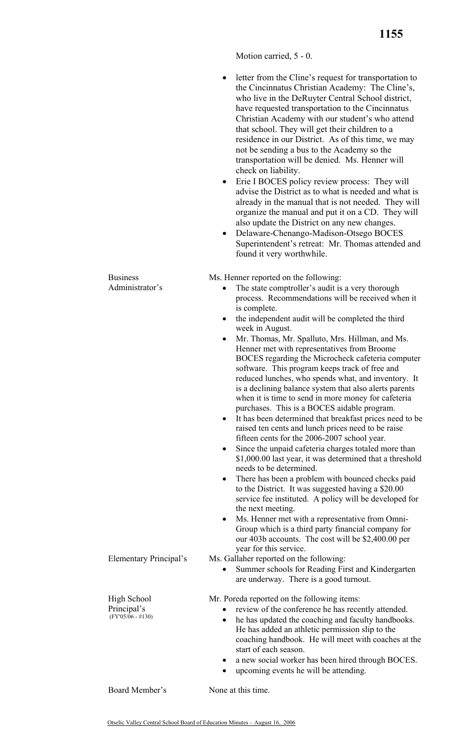Motion carried, 5 - 0.

- letter from the Cline's request for transportation to the Cincinnatus Christian Academy: The Cline's, who live in the DeRuyter Central School district, have requested transportation to the Cincinnatus Christian Academy with our student's who attend that school. They will get their children to a residence in our District. As of this time, we may not be sending a bus to the Academy so the transportation will be denied. Ms. Henner will check on liability.
- Erie I BOCES policy review process: They will advise the District as to what is needed and what is already in the manual that is not needed. They will organize the manual and put it on a CD. They will also update the District on any new changes.
- Delaware-Chenango-Madison-Otsego BOCES Superintendent's retreat: Mr. Thomas attended and found it very worthwhile.

**Business Administrator's**

Ms. Henner reported on the following:

- The state comptroller's audit is a very thorough process. Recommendations will be received when it is complete.
- the independent audit will be completed the third week in August.
- Mr. Thomas, Mr. Spalluto, Mrs. Hillman, and Ms. Henner met with representatives from Broome BOCES regarding the Microcheck cafeteria computer software. This program keeps track of free and reduced lunches, who spends what, and inventory. It is a declining balance system that also alerts parents when it is time to send in more money for cafeteria purchases. This is a BOCES aidable program.
- It has been determined that breakfast prices need to be raised ten cents and lunch prices need to be raise fifteen cents for the 2006-2007 school year.
- Since the unpaid cafeteria charges totaled more than $1,000.00 last year, it was determined that a threshold needs to be determined.
- There has been a problem with bounced checks paid to the District. It was suggested having a $20.00 service fee instituted. A policy will be developed for the next meeting.
- Ms. Henner met with a representative from Omni-Group which is a third party financial company for our 403b accounts. The cost will be $2,400.00 per year for this service.

**Elementary Principal's**

Ms. Gallaher reported on the following:

- Summer schools for Reading First and Kindergarten are underway. There is a good turnout.

**High School Principal's**
(FY'05/06 - #130)

Mr. Poreda reported on the following items:

- review of the conference he has recently attended.
- he has updated the coaching and faculty handbooks. He has added an athletic permission slip to the coaching handbook. He will meet with coaches at the start of each season.
- a new social worker has been hired through BOCES.
- upcoming events he will be attending.

**Board Member's**

None at this time.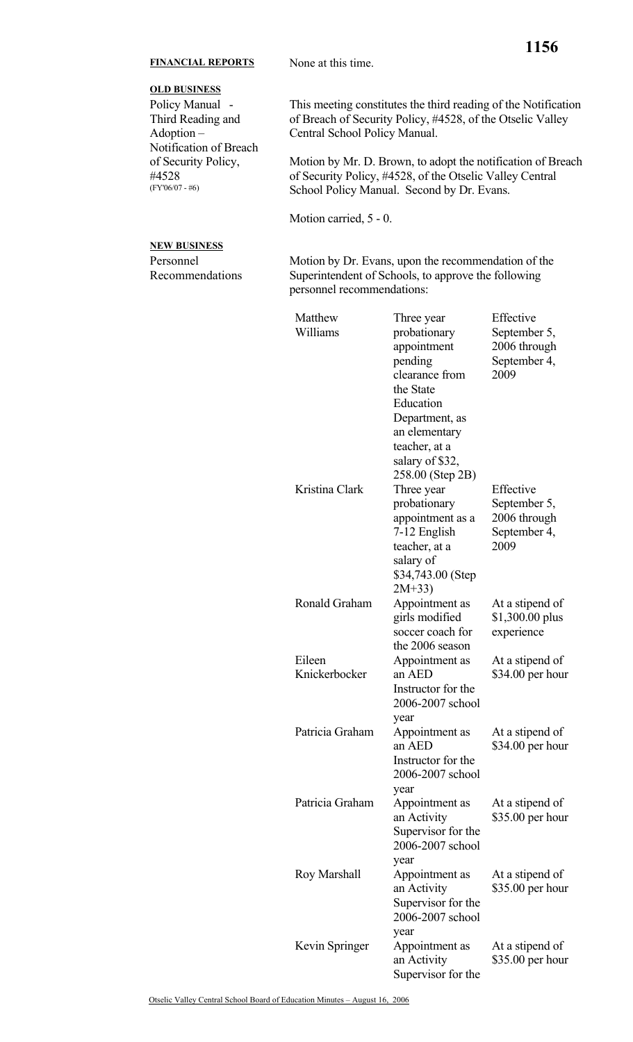**FINANCIAL REPORTS** None at this time.

**OLD BUSINESS**

Policy Manual - Third Reading and Adoption – Notification of Breach of Security Policy, #4528 (FY'06/07 - #6)

This meeting constitutes the third reading of the Notification of Breach of Security Policy, #4528, of the Otselic Valley Central School Policy Manual.

Motion by Mr. D. Brown, to adopt the notification of Breach of Security Policy, #4528, of the Otselic Valley Central School Policy Manual. Second by Dr. Evans.

Motion carried, 5 - 0.

**NEW BUSINESS**

Personnel Recommendations

Motion by Dr. Evans, upon the recommendation of the Superintendent of Schools, to approve the following personnel recommendations:

| | | |
|---|---|---|
| Matthew Williams | Three year probationary appointment pending clearance from the State Education Department, as an elementary teacher, at a salary of $32, 258.00 (Step 2B) | Effective September 5, 2006 through September 4, 2009 |
| Kristina Clark | Three year probationary appointment as a 7-12 English teacher, at a salary of $34,743.00 (Step 2M+33) | Effective September 5, 2006 through September 4, 2009 |
| Ronald Graham | Appointment as girls modified soccer coach for the 2006 season | At a stipend of $1,300.00 plus experience |
| Eileen Knickerbocker | Appointment as an AED Instructor for the 2006-2007 school year | At a stipend of $34.00 per hour |
| Patricia Graham | Appointment as an AED Instructor for the 2006-2007 school year | At a stipend of $34.00 per hour |
| Patricia Graham | Appointment as an Activity Supervisor for the 2006-2007 school year | At a stipend of $35.00 per hour |
| Roy Marshall | Appointment as an Activity Supervisor for the 2006-2007 school year | At a stipend of $35.00 per hour |
| Kevin Springer | Appointment as an Activity Supervisor for the | At a stipend of $35.00 per hour |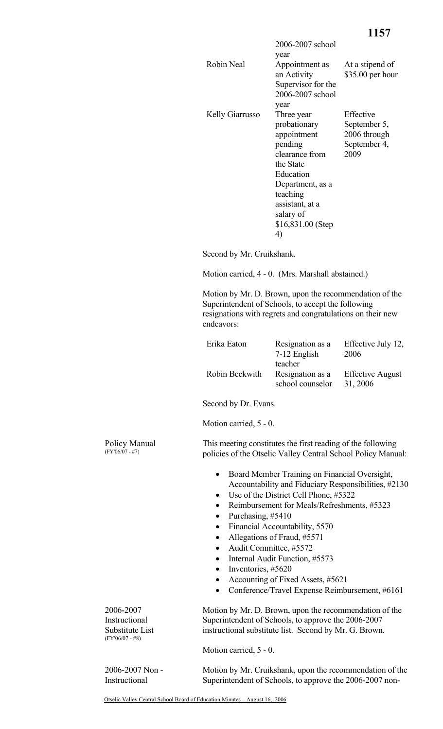| | | |
|---|---|---|
| | 2006-2007 school year | |
| Robin Neal | Appointment as an Activity Supervisor for the 2006-2007 school year | At a stipend of $35.00 per hour |
| Kelly Giarrusso | Three year probationary appointment pending clearance from the State Education Department, as a teaching assistant, at a salary of $16,831.00 (Step 4) | Effective September 5, 2006 through September 4, 2009 |

Second by Mr. Cruikshank.

Motion carried, 4 - 0. (Mrs. Marshall abstained.)

Motion by Mr. D. Brown, upon the recommendation of the Superintendent of Schools, to accept the following resignations with regrets and congratulations on their new endeavors:

| | | |
|---|---|---|
| Erika Eaton | Resignation as a 7-12 English teacher | Effective July 12, 2006 |
| Robin Beckwith | Resignation as a school counselor | Effective August 31, 2006 |

Second by Dr. Evans.

Motion carried, 5 - 0.

**Policy Manual** (FY'06/07 - #7)

This meeting constitutes the first reading of the following policies of the Otselic Valley Central School Policy Manual:

- Board Member Training on Financial Oversight, Accountability and Fiduciary Responsibilities, #2130
- Use of the District Cell Phone, #5322
- Reimbursement for Meals/Refreshments, #5323
- Purchasing, #5410
- Financial Accountability, 5570
- Allegations of Fraud, #5571
- Audit Committee, #5572
- Internal Audit Function, #5573
- Inventories, #5620
- Accounting of Fixed Assets, #5621
- Conference/Travel Expense Reimbursement, #6161

**2006-2007 Instructional Substitute List** (FY'06/07 - #8)

Motion by Mr. D. Brown, upon the recommendation of the Superintendent of Schools, to approve the 2006-2007 instructional substitute list. Second by Mr. G. Brown.

Motion carried, 5 - 0.

**2006-2007 Non - Instructional**

Motion by Mr. Cruikshank, upon the recommendation of the Superintendent of Schools, to approve the 2006-2007 non-

Otselic Valley Central School Board of Education Minutes – August 16, 2006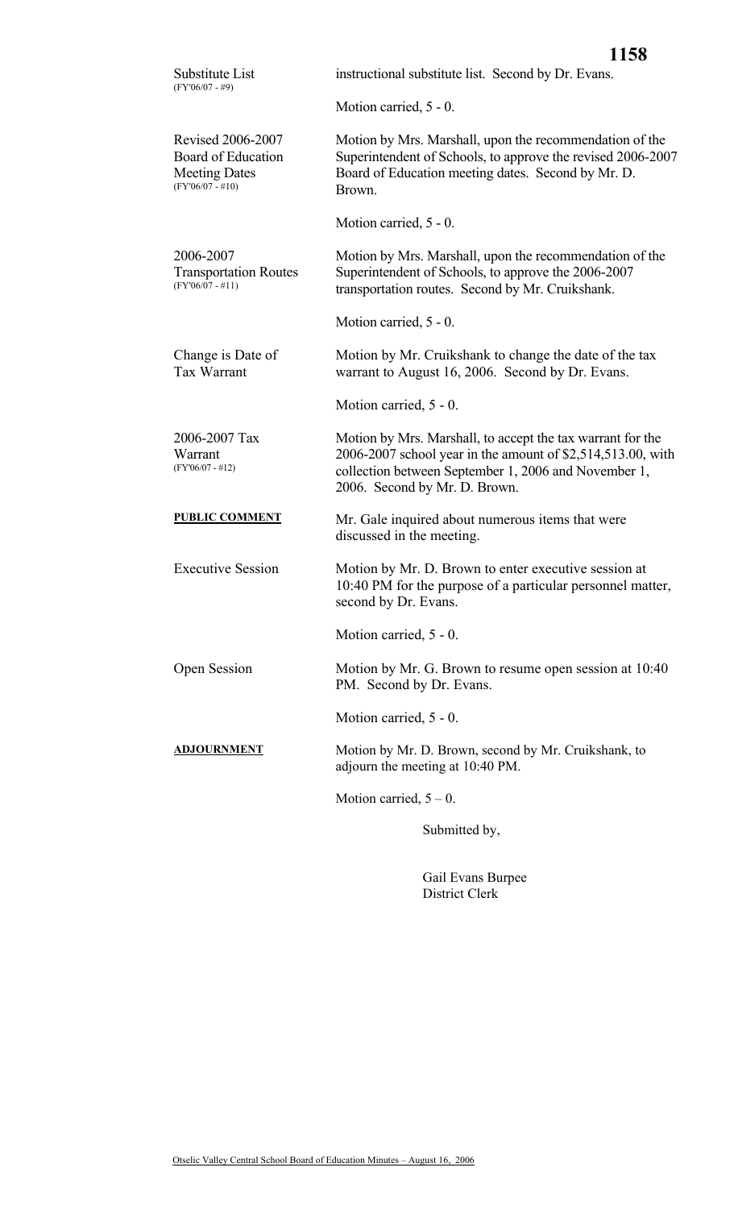| | |
|---|---|
| Substitute List (FY'06/07 - #9) | instructional substitute list. Second by Dr. Evans. |
| | Motion carried, 5 - 0. |
| Revised 2006-2007 Board of Education Meeting Dates (FY'06/07 - #10) | Motion by Mrs. Marshall, upon the recommendation of the Superintendent of Schools, to approve the revised 2006-2007 Board of Education meeting dates. Second by Mr. D. Brown. |
| | Motion carried, 5 - 0. |
| 2006-2007 Transportation Routes (FY'06/07 - #11) | Motion by Mrs. Marshall, upon the recommendation of the Superintendent of Schools, to approve the 2006-2007 transportation routes. Second by Mr. Cruikshank. |
| | Motion carried, 5 - 0. |
| Change is Date of Tax Warrant | Motion by Mr. Cruikshank to change the date of the tax warrant to August 16, 2006. Second by Dr. Evans. |
| | Motion carried, 5 - 0. |
| 2006-2007 Tax Warrant (FY'06/07 - #12) | Motion by Mrs. Marshall, to accept the tax warrant for the 2006-2007 school year in the amount of $2,514,513.00, with collection between September 1, 2006 and November 1, 2006. Second by Mr. D. Brown. |
| **PUBLIC COMMENT** | Mr. Gale inquired about numerous items that were discussed in the meeting. |
| Executive Session | Motion by Mr. D. Brown to enter executive session at 10:40 PM for the purpose of a particular personnel matter, second by Dr. Evans. |
| | Motion carried, 5 - 0. |
| Open Session | Motion by Mr. G. Brown to resume open session at 10:40 PM. Second by Dr. Evans. |
| | Motion carried, 5 - 0. |
| **ADJOURNMENT** | Motion by Mr. D. Brown, second by Mr. Cruikshank, to adjourn the meeting at 10:40 PM. |
| | Motion carried, 5 – 0. |

Submitted by,

Gail Evans Burpee
District Clerk